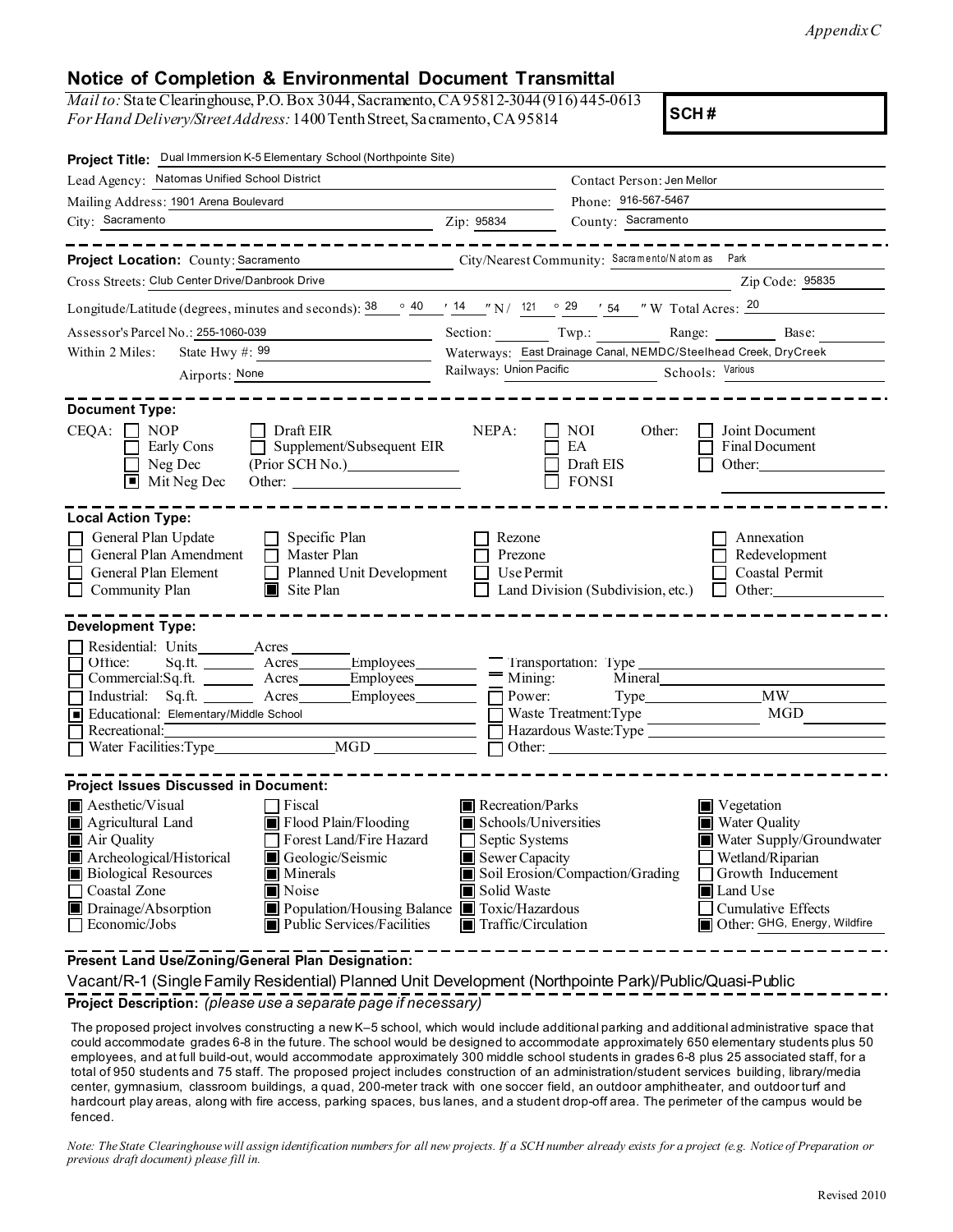*Appendix C*

## Notice of Completion & Environmental Document Transmittal

*Mail to:* State Clearinghouse, P.O. Box 3044, Sacramento, CA 95812-3044 (916) 445-0613
*For Hand Delivery/Street Address:* 1400 Tenth Street, Sacramento, CA 95814

**SCH #**

**Project Title:** Dual Immersion K-5 Elementary School (Northpointe Site)

Lead Agency: Natomas Unified School District — Contact Person: Jen Mellor
Mailing Address: 1901 Arena Boulevard — Phone: 916-567-5467
City: Sacramento — Zip: 95834 — County: Sacramento

---

**Project Location:** County: Sacramento — City/Nearest Community: Sacramento/Natomas Park
Cross Streets: Club Center Drive/Danbrook Drive — Zip Code: 95835
Longitude/Latitude (degrees, minutes and seconds): 38 ° 40 ′ 14 ″ N / 121 ° 29 ′ 54 ″ W Total Acres: 20
Assessor's Parcel No.: 255-1060-039 — Section: Twp.: Range: Base:
Within 2 Miles: State Hwy #: 99 — Waterways: East Drainage Canal, NEMDC/Steelhead Creek, Dry Creek
Airports: None — Railways: Union Pacific — Schools: Various

---

**Document Type:**

CEQA:
- [ ] NOP
- [ ] Early Cons
- [ ] Neg Dec
- [x] Mit Neg Dec
- [ ] Draft EIR
- [ ] Supplement/Subsequent EIR (Prior SCH No.)
- Other:

NEPA:
- [ ] NOI
- [ ] EA
- [ ] Draft EIS
- [ ] FONSI

Other:
- [ ] Joint Document
- [ ] Final Document
- [ ] Other:

---

**Local Action Type:**

- [ ] General Plan Update
- [ ] General Plan Amendment
- [ ] General Plan Element
- [ ] Community Plan
- [ ] Specific Plan
- [ ] Master Plan
- [ ] Planned Unit Development
- [x] Site Plan
- [ ] Rezone
- [ ] Prezone
- [ ] Use Permit
- [ ] Land Division (Subdivision, etc.)
- [ ] Annexation
- [ ] Redevelopment
- [ ] Coastal Permit
- [ ] Other:

---

**Development Type:**

- [ ] Residential: Units Acres
- [ ] Office: Sq.ft. Acres Employees
- [ ] Commercial: Sq.ft. Acres Employees
- [ ] Industrial: Sq.ft. Acres Employees
- [x] Educational: Elementary/Middle School
- [ ] Recreational:
- [ ] Water Facilities: Type MGD
- [ ] Transportation: Type
- [ ] Mining: Mineral
- [ ] Power: Type MW
- [ ] Waste Treatment: Type MGD
- [ ] Hazardous Waste: Type
- [ ] Other:

---

**Project Issues Discussed in Document:**

- [x] Aesthetic/Visual
- [x] Agricultural Land
- [x] Air Quality
- [x] Archeological/Historical
- [x] Biological Resources
- [ ] Coastal Zone
- [x] Drainage/Absorption
- [ ] Economic/Jobs
- [ ] Fiscal
- [x] Flood Plain/Flooding
- [ ] Forest Land/Fire Hazard
- [x] Geologic/Seismic
- [x] Minerals
- [x] Noise
- [x] Population/Housing Balance
- [x] Public Services/Facilities
- [x] Recreation/Parks
- [x] Schools/Universities
- [ ] Septic Systems
- [x] Sewer Capacity
- [x] Soil Erosion/Compaction/Grading
- [x] Solid Waste
- [x] Toxic/Hazardous
- [x] Traffic/Circulation
- [x] Vegetation
- [x] Water Quality
- [x] Water Supply/Groundwater
- [ ] Wetland/Riparian
- [ ] Growth Inducement
- [x] Land Use
- [ ] Cumulative Effects
- [x] Other: GHG, Energy, Wildfire

---

**Present Land Use/Zoning/General Plan Designation:**

Vacant/R-1 (Single Family Residential) Planned Unit Development (Northpointe Park)/Public/Quasi-Public

**Project Description:** *(please use a separate page if necessary)*

The proposed project involves constructing a new K–5 school, which would include additional parking and additional administrative space that could accommodate grades 6-8 in the future. The school would be designed to accommodate approximately 650 elementary students plus 50 employees, and at full build-out, would accommodate approximately 300 middle school students in grades 6-8 plus 25 associated staff, for a total of 950 students and 75 staff. The proposed project includes construction of an administration/student services building, library/media center, gymnasium, classroom buildings, a quad, 200-meter track with one soccer field, an outdoor amphitheater, and outdoor turf and hardcourt play areas, along with fire access, parking spaces, bus lanes, and a student drop-off area. The perimeter of the campus would be fenced.

*Note: The State Clearinghouse will assign identification numbers for all new projects. If a SCH number already exists for a project (e.g. Notice of Preparation or previous draft document) please fill in.*

Revised 2010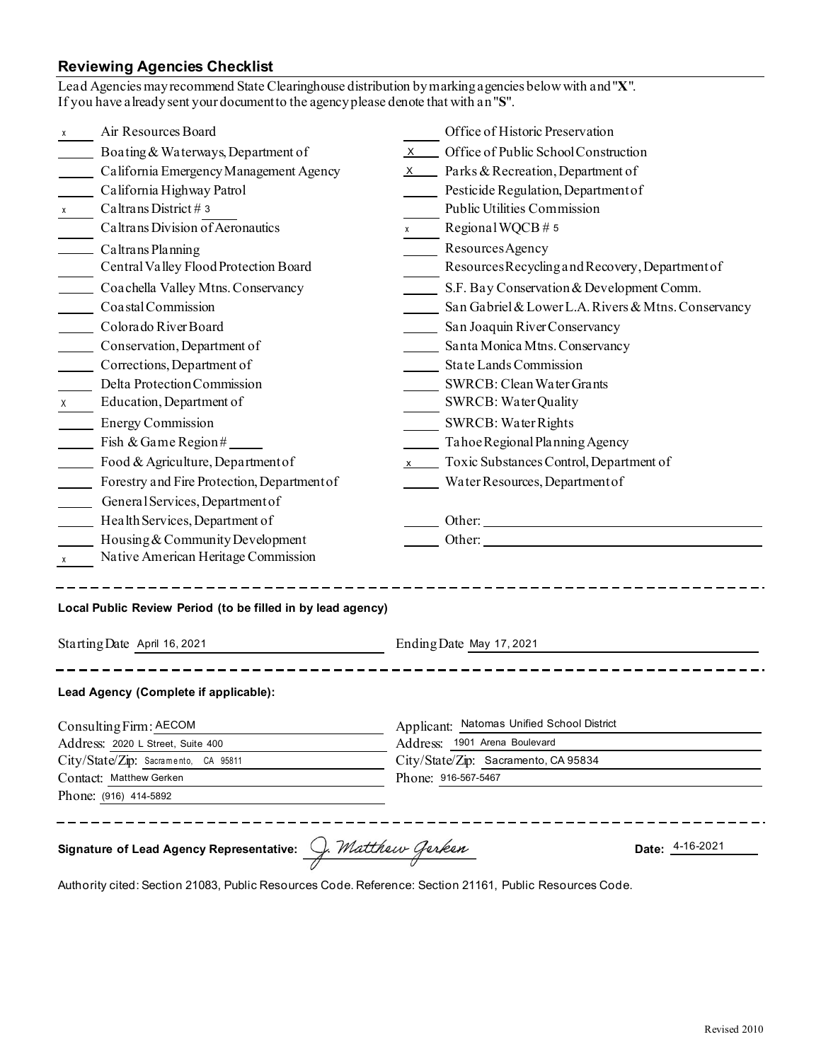## Reviewing Agencies Checklist

Lead Agencies may recommend State Clearinghouse distribution by marking agencies below with and "**X**". If you have already sent your document to the agency please denote that with an "**S**".

| | | | |
|---|---|---|---|
| x | Air Resources Board | | Office of Historic Preservation |
| | Boating & Waterways, Department of | X | Office of Public School Construction |
| | California Emergency Management Agency | X | Parks & Recreation, Department of |
| | California Highway Patrol | | Pesticide Regulation, Department of |
| x | Caltrans District # 3 | | Public Utilities Commission |
| | Caltrans Division of Aeronautics | x | Regional WQCB # 5 |
| | Caltrans Planning | | Resources Agency |
| | Central Valley Flood Protection Board | | Resources Recycling and Recovery, Department of |
| | Coachella Valley Mtns. Conservancy | | S.F. Bay Conservation & Development Comm. |
| | Coastal Commission | | San Gabriel & Lower L.A. Rivers & Mtns. Conservancy |
| | Colorado River Board | | San Joaquin River Conservancy |
| | Conservation, Department of | | Santa Monica Mtns. Conservancy |
| | Corrections, Department of | | State Lands Commission |
| | Delta Protection Commission | | SWRCB: Clean Water Grants |
| X | Education, Department of | | SWRCB: Water Quality |
| | Energy Commission | | SWRCB: Water Rights |
| | Fish & Game Region # ____ | | Tahoe Regional Planning Agency |
| | Food & Agriculture, Department of | x | Toxic Substances Control, Department of |
| | Forestry and Fire Protection, Department of | | Water Resources, Department of |
| | General Services, Department of | | |
| | Health Services, Department of | | Other: |
| | Housing & Community Development | | Other: |
| x | Native American Heritage Commission | | |

---

**Local Public Review Period (to be filled in by lead agency)**

Starting Date April 16, 2021 Ending Date May 17, 2021

---

**Lead Agency (Complete if applicable):**

Consulting Firm: AECOM
Address: 2020 L Street, Suite 400
City/State/Zip: Sacramento, CA 95811
Contact: Matthew Gerken
Phone: (916) 414-5892

Applicant: Natomas Unified School District
Address: 1901 Arena Boulevard
City/State/Zip: Sacramento, CA 95834
Phone: 916-567-5467

---

**Signature of Lead Agency Representative:** J. Matthew Gerken **Date:** 4-16-2021

Authority cited: Section 21083, Public Resources Code. Reference: Section 21161, Public Resources Code.

Revised 2010